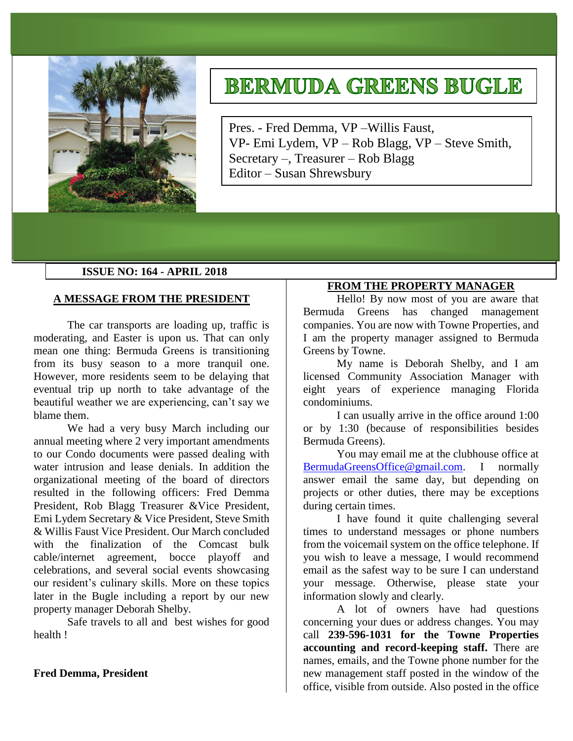# BERMUDA GREENS BUGLE

Pres. - Fred Demma, VP –Willis Faust,
VP- Emi Lydem, VP – Rob Blagg, VP – Steve Smith,
Secretary –, Treasurer – Rob Blagg
Editor – Susan Shrewsbury

**ISSUE NO: 164 - APRIL 2018**

## A MESSAGE FROM THE PRESIDENT

The car transports are loading up, traffic is moderating, and Easter is upon us. That can only mean one thing: Bermuda Greens is transitioning from its busy season to a more tranquil one. However, more residents seem to be delaying that eventual trip up north to take advantage of the beautiful weather we are experiencing, can't say we blame them.

We had a very busy March including our annual meeting where 2 very important amendments to our Condo documents were passed dealing with water intrusion and lease denials. In addition the organizational meeting of the board of directors resulted in the following officers: Fred Demma President, Rob Blagg Treasurer &Vice President, Emi Lydem Secretary & Vice President, Steve Smith & Willis Faust Vice President. Our March concluded with the finalization of the Comcast bulk cable/internet agreement, bocce playoff and celebrations, and several social events showcasing our resident's culinary skills. More on these topics later in the Bugle including a report by our new property manager Deborah Shelby.

Safe travels to all and best wishes for good health !

**Fred Demma, President**

## FROM THE PROPERTY MANAGER

Hello! By now most of you are aware that Bermuda Greens has changed management companies. You are now with Towne Properties, and I am the property manager assigned to Bermuda Greens by Towne.

My name is Deborah Shelby, and I am licensed Community Association Manager with eight years of experience managing Florida condominiums.

I can usually arrive in the office around 1:00 or by 1:30 (because of responsibilities besides Bermuda Greens).

You may email me at the clubhouse office at BermudaGreensOffice@gmail.com. I normally answer email the same day, but depending on projects or other duties, there may be exceptions during certain times.

I have found it quite challenging several times to understand messages or phone numbers from the voicemail system on the office telephone. If you wish to leave a message, I would recommend email as the safest way to be sure I can understand your message. Otherwise, please state your information slowly and clearly.

A lot of owners have had questions concerning your dues or address changes. You may call **239-596-1031 for the Towne Properties accounting and record-keeping staff.** There are names, emails, and the Towne phone number for the new management staff posted in the window of the office, visible from outside. Also posted in the office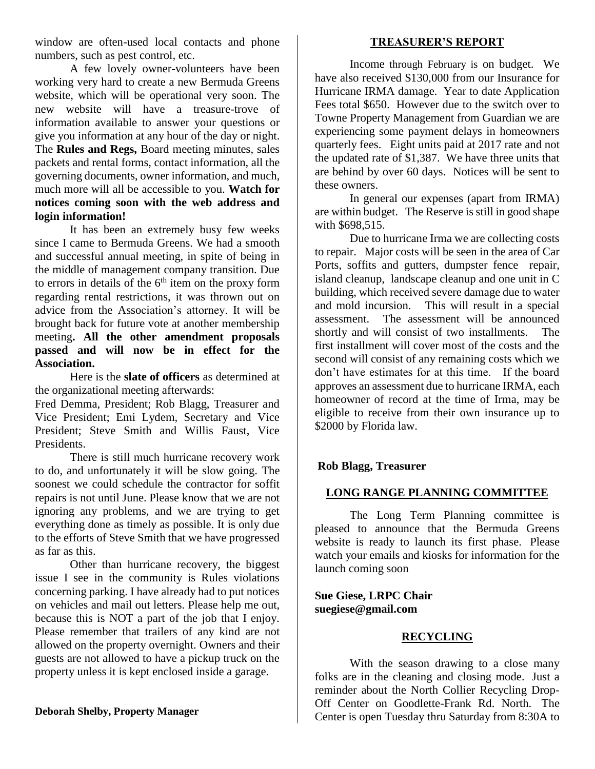window are often-used local contacts and phone numbers, such as pest control, etc.

A few lovely owner-volunteers have been working very hard to create a new Bermuda Greens website, which will be operational very soon. The new website will have a treasure-trove of information available to answer your questions or give you information at any hour of the day or night. The **Rules and Regs,** Board meeting minutes, sales packets and rental forms, contact information, all the governing documents, owner information, and much, much more will all be accessible to you. **Watch for notices coming soon with the web address and login information!**

It has been an extremely busy few weeks since I came to Bermuda Greens. We had a smooth and successful annual meeting, in spite of being in the middle of management company transition. Due to errors in details of the 6th item on the proxy form regarding rental restrictions, it was thrown out on advice from the Association's attorney. It will be brought back for future vote at another membership meeting**. All the other amendment proposals passed and will now be in effect for the Association.**

Here is the **slate of officers** as determined at the organizational meeting afterwards:

Fred Demma, President; Rob Blagg, Treasurer and Vice President; Emi Lydem, Secretary and Vice President; Steve Smith and Willis Faust, Vice Presidents.

There is still much hurricane recovery work to do, and unfortunately it will be slow going. The soonest we could schedule the contractor for soffit repairs is not until June. Please know that we are not ignoring any problems, and we are trying to get everything done as timely as possible. It is only due to the efforts of Steve Smith that we have progressed as far as this.

Other than hurricane recovery, the biggest issue I see in the community is Rules violations concerning parking. I have already had to put notices on vehicles and mail out letters. Please help me out, because this is NOT a part of the job that I enjoy. Please remember that trailers of any kind are not allowed on the property overnight. Owners and their guests are not allowed to have a pickup truck on the property unless it is kept enclosed inside a garage.

**Deborah Shelby, Property Manager**

## TREASURER'S REPORT

Income through February is on budget. We have also received $130,000 from our Insurance for Hurricane IRMA damage. Year to date Application Fees total $650. However due to the switch over to Towne Property Management from Guardian we are experiencing some payment delays in homeowners quarterly fees. Eight units paid at 2017 rate and not the updated rate of $1,387. We have three units that are behind by over 60 days. Notices will be sent to these owners.

In general our expenses (apart from IRMA) are within budget. The Reserve is still in good shape with $698,515.

Due to hurricane Irma we are collecting costs to repair. Major costs will be seen in the area of Car Ports, soffits and gutters, dumpster fence repair, island cleanup, landscape cleanup and one unit in C building, which received severe damage due to water and mold incursion. This will result in a special assessment. The assessment will be announced shortly and will consist of two installments. The first installment will cover most of the costs and the second will consist of any remaining costs which we don't have estimates for at this time. If the board approves an assessment due to hurricane IRMA, each homeowner of record at the time of Irma, may be eligible to receive from their own insurance up to $2000 by Florida law.

**Rob Blagg, Treasurer**

## LONG RANGE PLANNING COMMITTEE

The Long Term Planning committee is pleased to announce that the Bermuda Greens website is ready to launch its first phase. Please watch your emails and kiosks for information for the launch coming soon

**Sue Giese, LRPC Chair**
**suegiese@gmail.com**

## RECYCLING

With the season drawing to a close many folks are in the cleaning and closing mode. Just a reminder about the North Collier Recycling Drop-Off Center on Goodlette-Frank Rd. North. The Center is open Tuesday thru Saturday from 8:30A to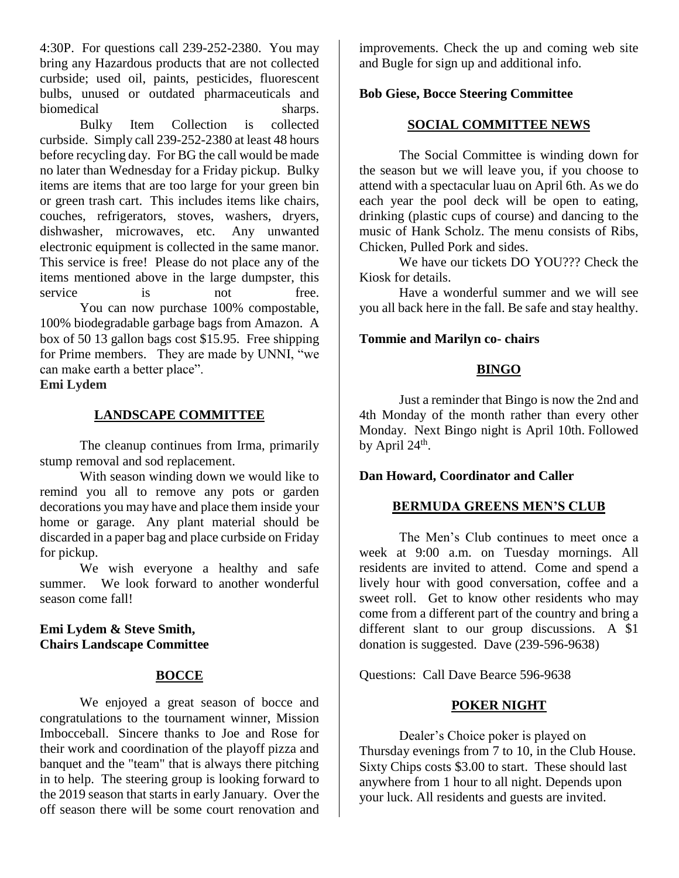4:30P. For questions call 239-252-2380. You may bring any Hazardous products that are not collected curbside; used oil, paints, pesticides, fluorescent bulbs, unused or outdated pharmaceuticals and biomedical sharps.

Bulky Item Collection is collected curbside. Simply call 239-252-2380 at least 48 hours before recycling day. For BG the call would be made no later than Wednesday for a Friday pickup. Bulky items are items that are too large for your green bin or green trash cart. This includes items like chairs, couches, refrigerators, stoves, washers, dryers, dishwasher, microwaves, etc. Any unwanted electronic equipment is collected in the same manor. This service is free! Please do not place any of the items mentioned above in the large dumpster, this service is not free.

You can now purchase 100% compostable, 100% biodegradable garbage bags from Amazon. A box of 50 13 gallon bags cost $15.95. Free shipping for Prime members. They are made by UNNI, "we can make earth a better place".

**Emi Lydem**

## LANDSCAPE COMMITTEE

The cleanup continues from Irma, primarily stump removal and sod replacement.

With season winding down we would like to remind you all to remove any pots or garden decorations you may have and place them inside your home or garage. Any plant material should be discarded in a paper bag and place curbside on Friday for pickup.

We wish everyone a healthy and safe summer. We look forward to another wonderful season come fall!

**Emi Lydem & Steve Smith,**
**Chairs Landscape Committee**

## BOCCE

We enjoyed a great season of bocce and congratulations to the tournament winner, Mission Imbocceball. Sincere thanks to Joe and Rose for their work and coordination of the playoff pizza and banquet and the "team" that is always there pitching in to help. The steering group is looking forward to the 2019 season that starts in early January. Over the off season there will be some court renovation and improvements. Check the up and coming web site and Bugle for sign up and additional info.

**Bob Giese, Bocce Steering Committee**

## SOCIAL COMMITTEE NEWS

The Social Committee is winding down for the season but we will leave you, if you choose to attend with a spectacular luau on April 6th. As we do each year the pool deck will be open to eating, drinking (plastic cups of course) and dancing to the music of Hank Scholz. The menu consists of Ribs, Chicken, Pulled Pork and sides.

We have our tickets DO YOU??? Check the Kiosk for details.

Have a wonderful summer and we will see you all back here in the fall. Be safe and stay healthy.

**Tommie and Marilyn co- chairs**

## BINGO

Just a reminder that Bingo is now the 2nd and 4th Monday of the month rather than every other Monday. Next Bingo night is April 10th. Followed by April 24th.

**Dan Howard, Coordinator and Caller**

## BERMUDA GREENS MEN'S CLUB

The Men's Club continues to meet once a week at 9:00 a.m. on Tuesday mornings. All residents are invited to attend. Come and spend a lively hour with good conversation, coffee and a sweet roll. Get to know other residents who may come from a different part of the country and bring a different slant to our group discussions. A $1 donation is suggested. Dave (239-596-9638)

Questions: Call Dave Bearce 596-9638

## POKER NIGHT

Dealer's Choice poker is played on Thursday evenings from 7 to 10, in the Club House. Sixty Chips costs $3.00 to start. These should last anywhere from 1 hour to all night. Depends upon your luck. All residents and guests are invited.